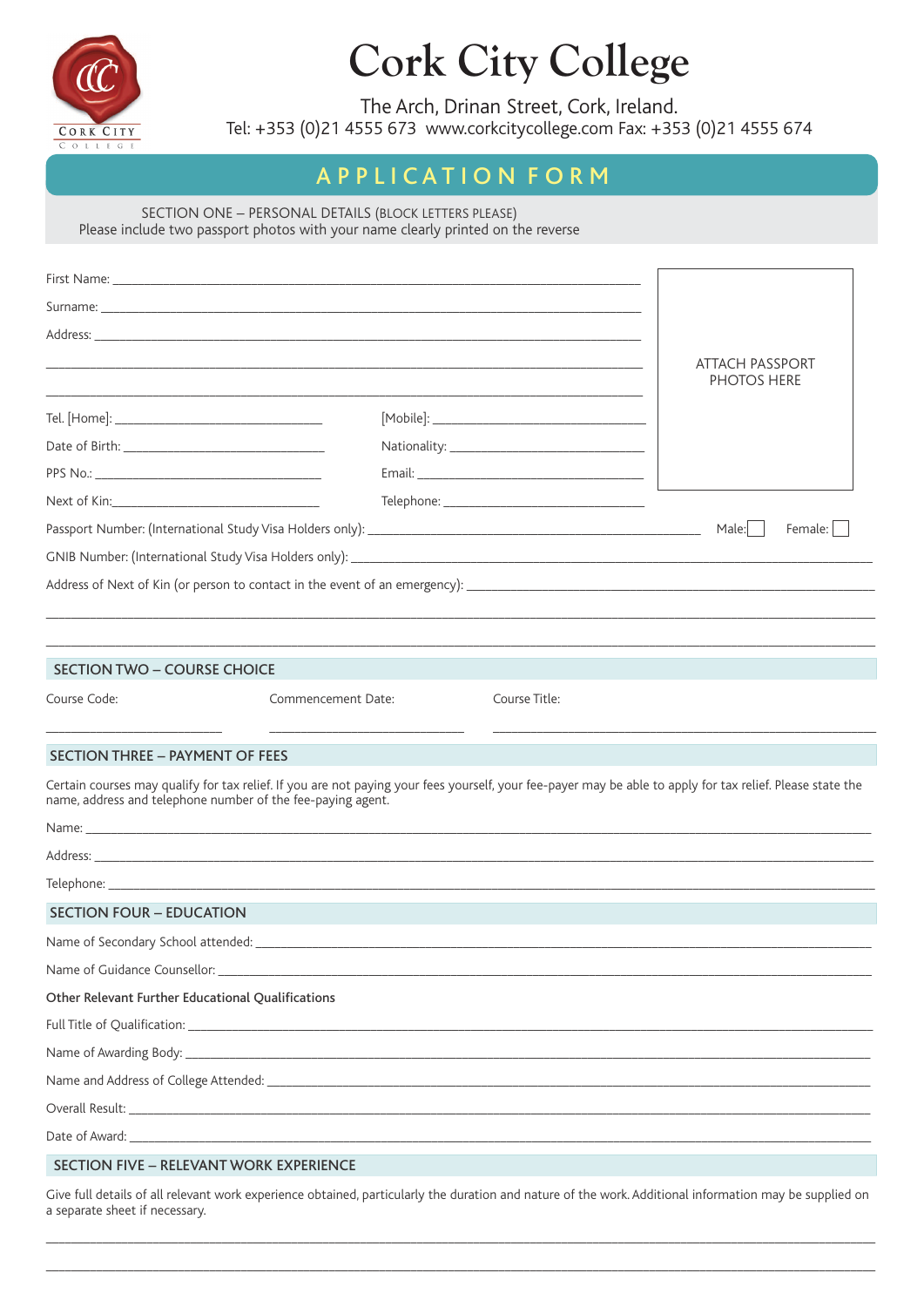# Cork City College

The Arch, Drinan Street, Cork, Ireland.
Tel: +353 (0)21 4555 673 www.corkcitycollege.com Fax: +353 (0)21 4555 674

## APPLICATION FORM

SECTION ONE – PERSONAL DETAILS (BLOCK LETTERS PLEASE)
Please include two passport photos with your name clearly printed on the reverse

ATTACH PASSPORT PHOTOS HERE

First Name: ______________________________

Surname: ______________________________

Address: ______________________________

______________________________

______________________________

Tel. [Home]: ______________ [Mobile]: ______________

Date of Birth: ______________ Nationality: ______________

PPS No.: ______________ Email: ______________

Next of Kin: ______________ Telephone: ______________

Passport Number: (International Study Visa Holders only): ______________ Male: ☐ Female: ☐

GNIB Number: (International Study Visa Holders only): ______________

Address of Next of Kin (or person to contact in the event of an emergency): ______________

______________________________

______________________________

### SECTION TWO – COURSE CHOICE

Course Code: ______________ Commencement Date: ______________ Course Title: ______________

### SECTION THREE – PAYMENT OF FEES

Certain courses may qualify for tax relief. If you are not paying your fees yourself, your fee-payer may be able to apply for tax relief. Please state the name, address and telephone number of the fee-paying agent.

Name: ______________________________

Address: ______________________________

Telephone: ______________________________

### SECTION FOUR – EDUCATION

Name of Secondary School attended: ______________________________

Name of Guidance Counsellor: ______________________________

**Other Relevant Further Educational Qualifications**

Full Title of Qualification: ______________________________

Name of Awarding Body: ______________________________

Name and Address of College Attended: ______________________________

Overall Result: ______________________________

Date of Award: ______________________________

### SECTION FIVE – RELEVANT WORK EXPERIENCE

Give full details of all relevant work experience obtained, particularly the duration and nature of the work. Additional information may be supplied on a separate sheet if necessary.

______________________________

______________________________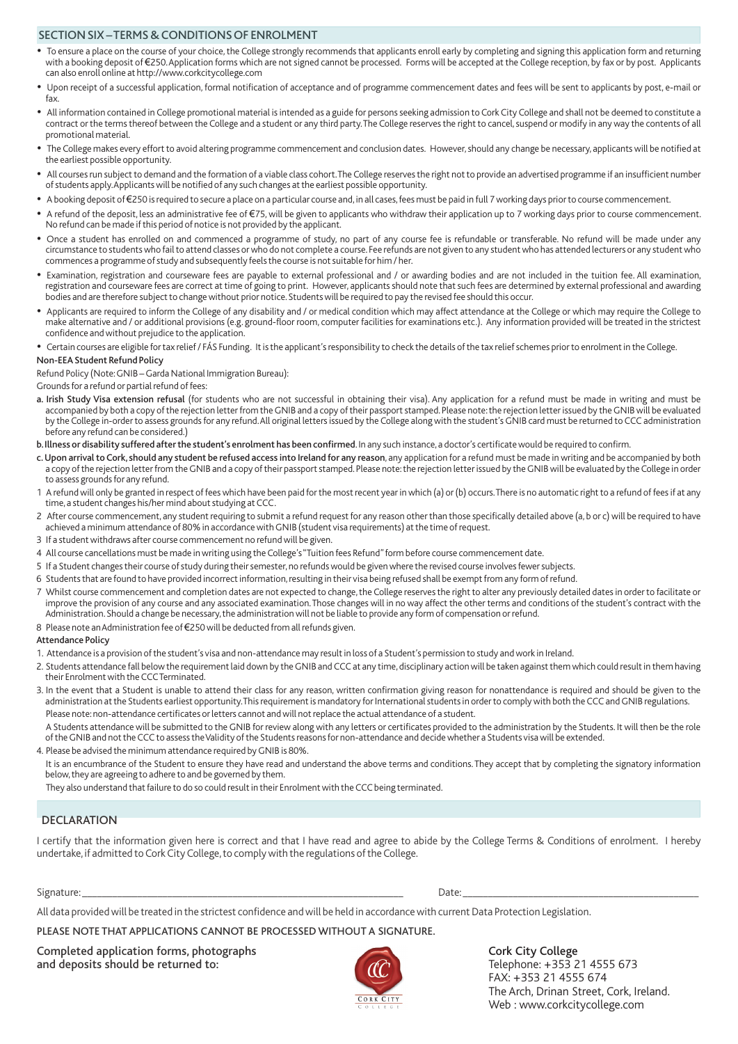## SECTION SIX – TERMS & CONDITIONS OF ENROLMENT

- To ensure a place on the course of your choice, the College strongly recommends that applicants enroll early by completing and signing this application form and returning with a booking deposit of €250. Application forms which are not signed cannot be processed. Forms will be accepted at the College reception, by fax or by post. Applicants can also enroll online at http://www.corkcitycollege.com
- Upon receipt of a successful application, formal notification of acceptance and of programme commencement dates and fees will be sent to applicants by post, e-mail or fax.
- All information contained in College promotional material is intended as a guide for persons seeking admission to Cork City College and shall not be deemed to constitute a contract or the terms thereof between the College and a student or any third party. The College reserves the right to cancel, suspend or modify in any way the contents of all promotional material.
- The College makes every effort to avoid altering programme commencement and conclusion dates. However, should any change be necessary, applicants will be notified at the earliest possible opportunity.
- All courses run subject to demand and the formation of a viable class cohort. The College reserves the right not to provide an advertised programme if an insufficient number of students apply. Applicants will be notified of any such changes at the earliest possible opportunity.
- A booking deposit of €250 is required to secure a place on a particular course and, in all cases, fees must be paid in full 7 working days prior to course commencement.
- A refund of the deposit, less an administrative fee of €75, will be given to applicants who withdraw their application up to 7 working days prior to course commencement. No refund can be made if this period of notice is not provided by the applicant.
- Once a student has enrolled on and commenced a programme of study, no part of any course fee is refundable or transferable. No refund will be made under any circumstance to students who fail to attend classes or who do not complete a course. Fee refunds are not given to any student who has attended lecturers or any student who commences a programme of study and subsequently feels the course is not suitable for him / her.
- Examination, registration and courseware fees are payable to external professional and / or awarding bodies and are not included in the tuition fee. All examination, registration and courseware fees are correct at time of going to print. However, applicants should note that such fees are determined by external professional and awarding bodies and are therefore subject to change without prior notice. Students will be required to pay the revised fee should this occur.
- Applicants are required to inform the College of any disability and / or medical condition which may affect attendance at the College or which may require the College to make alternative and / or additional provisions (e.g. ground-floor room, computer facilities for examinations etc.). Any information provided will be treated in the strictest confidence and without prejudice to the application.
- Certain courses are eligible for tax relief / FÁS Funding. It is the applicant's responsibility to check the details of the tax relief schemes prior to enrolment in the College.

**Non-EEA Student Refund Policy**

Refund Policy (Note: GNIB – Garda National Immigration Bureau):

Grounds for a refund or partial refund of fees:

a. **Irish Study Visa extension refusal** (for students who are not successful in obtaining their visa). Any application for a refund must be made in writing and must be accompanied by both a copy of the rejection letter from the GNIB and a copy of their passport stamped. Please note: the rejection letter issued by the GNIB will be evaluated by the College in-order to assess grounds for any refund. All original letters issued by the College along with the student's GNIB card must be returned to CCC administration before any refund can be considered.)

b. **Illness or disability suffered after the student's enrolment has been confirmed**. In any such instance, a doctor's certificate would be required to confirm.

c. **Upon arrival to Cork, should any student be refused access into Ireland for any reason**, any application for a refund must be made in writing and be accompanied by both a copy of the rejection letter from the GNIB and a copy of their passport stamped. Please note: the rejection letter issued by the GNIB will be evaluated by the College in order to assess grounds for any refund.

1. A refund will only be granted in respect of fees which have been paid for the most recent year in which (a) or (b) occurs. There is no automatic right to a refund of fees if at any time, a student changes his/her mind about studying at CCC.
2. After course commencement, any student requiring to submit a refund request for any reason other than those specifically detailed above (a, b or c) will be required to have achieved a minimum attendance of 80% in accordance with GNIB (student visa requirements) at the time of request.
3. If a student withdraws after course commencement no refund will be given.
4. All course cancellations must be made in writing using the College's "Tuition fees Refund" form before course commencement date.
5. If a Student changes their course of study during their semester, no refunds would be given where the revised course involves fewer subjects.
6. Students that are found to have provided incorrect information, resulting in their visa being refused shall be exempt from any form of refund.
7. Whilst course commencement and completion dates are not expected to change, the College reserves the right to alter any previously detailed dates in order to facilitate or improve the provision of any course and any associated examination. Those changes will in no way affect the other terms and conditions of the student's contract with the Administration. Should a change be necessary, the administration will not be liable to provide any form of compensation or refund.
8. Please note an Administration fee of €250 will be deducted from all refunds given.

**Attendance Policy**

1. Attendance is a provision of the student's visa and non-attendance may result in loss of a Student's permission to study and work in Ireland.
2. Students attendance fall below the requirement laid down by the GNIB and CCC at any time, disciplinary action will be taken against them which could result in them having their Enrolment with the CCC Terminated.
3. In the event that a Student is unable to attend their class for any reason, written confirmation giving reason for nonattendance is required and should be given to the administration at the Students earliest opportunity. This requirement is mandatory for International students in order to comply with both the CCC and GNIB regulations.

   Please note: non-attendance certificates or letters cannot and will not replace the actual attendance of a student.

   A Students attendance will be submitted to the GNIB for review along with any letters or certificates provided to the administration by the Students. It will then be the role of the GNIB and not the CCC to assess the Validity of the Students reasons for non-attendance and decide whether a Students visa will be extended.
4. Please be advised the minimum attendance required by GNIB is 80%.

   It is an encumbrance of the Student to ensure they have read and understand the above terms and conditions. They accept that by completing the signatory information below, they are agreeing to adhere to and be governed by them.

   They also understand that failure to do so could result in their Enrolment with the CCC being terminated.

## DECLARATION

I certify that the information given here is correct and that I have read and agree to abide by the College Terms & Conditions of enrolment. I hereby undertake, if admitted to Cork City College, to comply with the regulations of the College.

Signature:\_\_\_\_\_\_\_\_\_\_\_\_\_\_\_\_\_\_\_\_\_\_\_\_\_\_\_\_\_\_ Date:\_\_\_\_\_\_\_\_\_\_\_\_\_\_\_\_\_\_\_\_\_\_\_\_

All data provided will be treated in the strictest confidence and will be held in accordance with current Data Protection Legislation.

PLEASE NOTE THAT APPLICATIONS CANNOT BE PROCESSED WITHOUT A SIGNATURE.

**Completed application forms, photographs and deposits should be returned to:**

CORK CITY COLLEGE

**Cork City College**
Telephone: +353 21 4555 673
FAX: +353 21 4555 674
The Arch, Drinan Street, Cork, Ireland.
Web : www.corkcitycollege.com